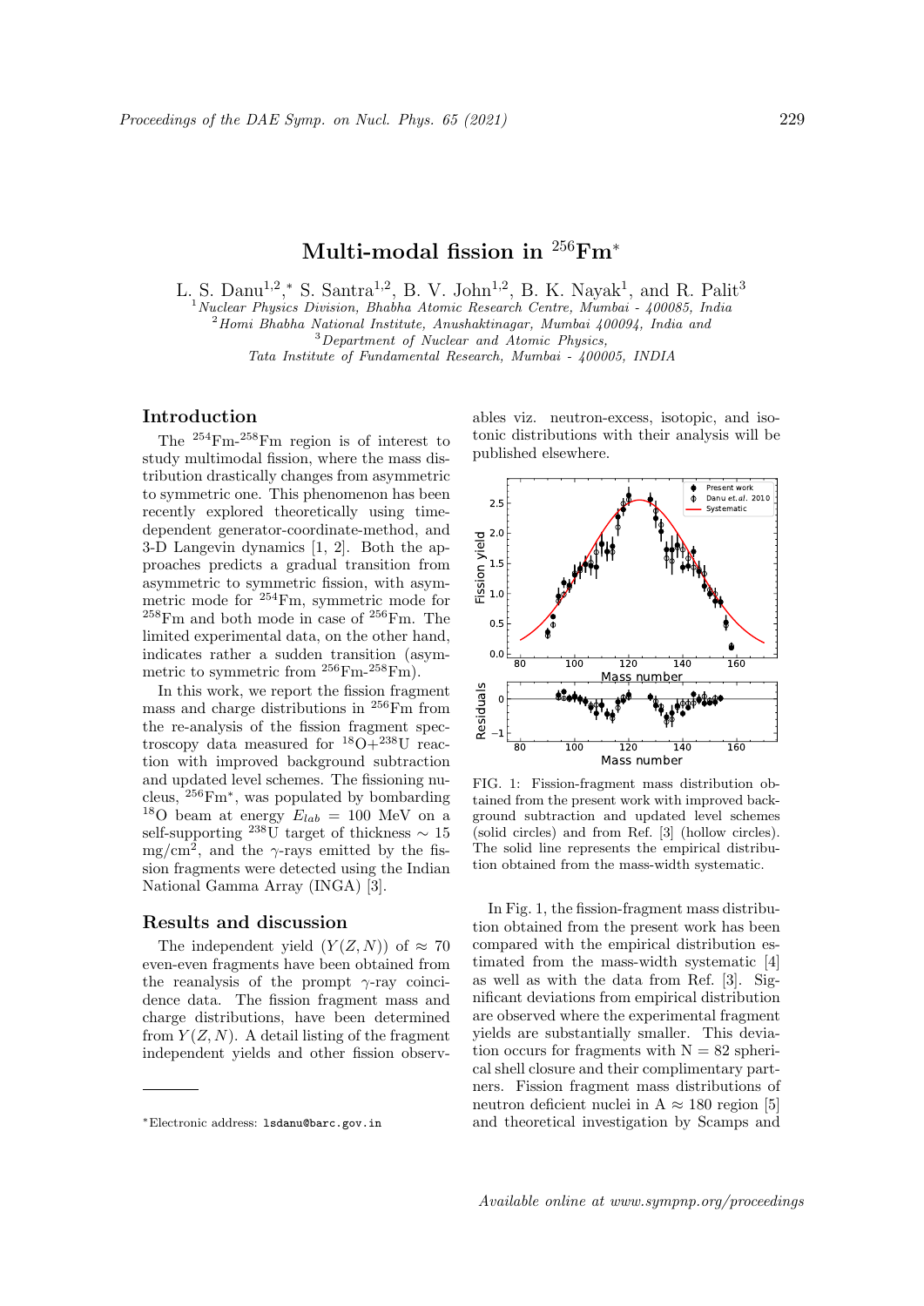# Multi-modal fission in $^{256}$Fm$^{*}$

L. S. Danu[1,2],* S. Santra[1,2], B. V. John[1,2], B. K. Nayak[1], and R. Palit[3]

[1]*Nuclear Physics Division, Bhabha Atomic Research Centre, Mumbai - 400085, India*
[2]*Homi Bhabha National Institute, Anushaktinagar, Mumbai 400094, India and*
[3]*Department of Nuclear and Atomic Physics, Tata Institute of Fundamental Research, Mumbai - 400005, INDIA*

## Introduction

The $^{254}$Fm-$^{258}$Fm region is of interest to study multimodal fission, where the mass distribution drastically changes from asymmetric to symmetric one. This phenomenon has been recently explored theoretically using time-dependent generator-coordinate-method, and 3-D Langevin dynamics [1, 2]. Both the approaches predicts a gradual transition from asymmetric to symmetric fission, with asymmetric mode for $^{254}$Fm, symmetric mode for $^{258}$Fm and both mode in case of $^{256}$Fm. The limited experimental data, on the other hand, indicates rather a sudden transition (asymmetric to symmetric from $^{256}$Fm-$^{258}$Fm).

In this work, we report the fission fragment mass and charge distributions in $^{256}$Fm from the re-analysis of the fission fragment spectroscopy data measured for $^{18}$O+$^{238}$U reaction with improved background subtraction and updated level schemes. The fissioning nucleus, $^{256}$Fm$^{*}$, was populated by bombarding $^{18}$O beam at energy $E_{lab}$ = 100 MeV on a self-supporting $^{238}$U target of thickness ∼ 15 mg/cm$^2$, and the $\gamma$-rays emitted by the fission fragments were detected using the Indian National Gamma Array (INGA) [3].

## Results and discussion

The independent yield ($Y(Z, N)$) of ≈ 70 even-even fragments have been obtained from the reanalysis of the prompt $\gamma$-ray coincidence data. The fission fragment mass and charge distributions, have been determined from $Y(Z, N)$. A detail listing of the fragment independent yields and other fission observables viz. neutron-excess, isotopic, and isotonic distributions with their analysis will be published elsewhere.

FIG. 1: Fission-fragment mass distribution obtained from the present work with improved background subtraction and updated level schemes (solid circles) and from Ref. [3] (hollow circles). The solid line represents the empirical distribution obtained from the mass-width systematic.

In Fig. 1, the fission-fragment mass distribution obtained from the present work has been compared with the empirical distribution estimated from the mass-width systematic [4] as well as with the data from Ref. [3]. Significant deviations from empirical distribution are observed where the experimental fragment yields are substantially smaller. This deviation occurs for fragments with N = 82 spherical shell closure and their complimentary partners. Fission fragment mass distributions of neutron deficient nuclei in A ≈ 180 region [5] and theoretical investigation by Scamps and

*Electronic address: lsdanu@barc.gov.in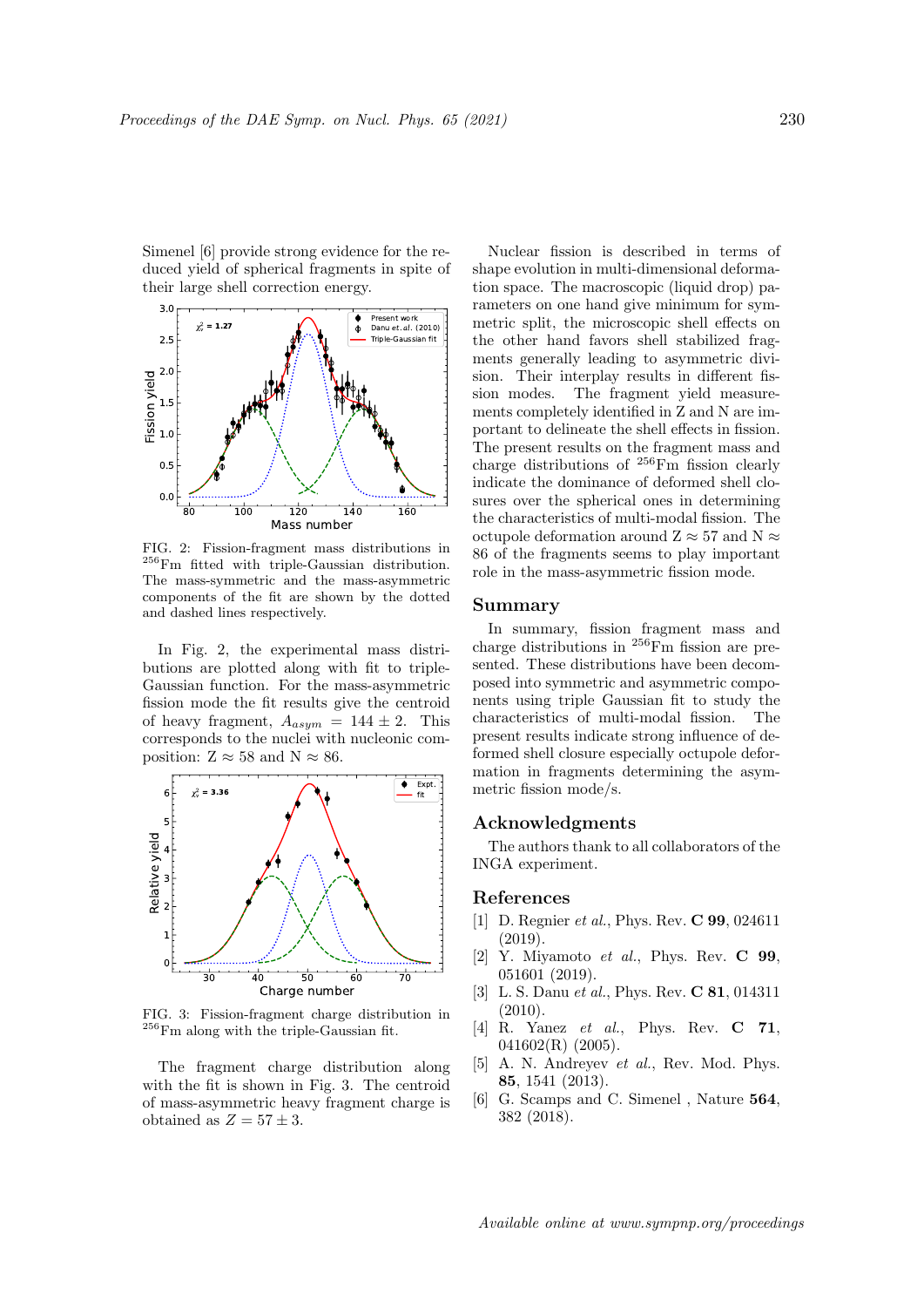Simenel [6] provide strong evidence for the reduced yield of spherical fragments in spite of their large shell correction energy.

$\chi^2_r$ = 1.27

Present work

Danu *et. al.* (2010)

Triple-Gaussian fit

Fission yield

Mass number

FIG. 2: Fission-fragment mass distributions in $^{256}$Fm fitted with triple-Gaussian distribution. The mass-symmetric and the mass-asymmetric components of the fit are shown by the dotted and dashed lines respectively.

In Fig. 2, the experimental mass distributions are plotted along with fit to triple-Gaussian function. For the mass-asymmetric fission mode the fit results give the centroid of heavy fragment, $A_{asym}$ = 144 ± 2. This corresponds to the nuclei with nucleonic composition: Z ≈ 58 and N ≈ 86.

$\chi^2_r$ = 3.36

Expt.

fit

Relative yield

Charge number

FIG. 3: Fission-fragment charge distribution in $^{256}$Fm along with the triple-Gaussian fit.

The fragment charge distribution along with the fit is shown in Fig. 3. The centroid of mass-asymmetric heavy fragment charge is obtained as $Z = 57 \pm 3$.

Nuclear fission is described in terms of shape evolution in multi-dimensional deformation space. The macroscopic (liquid drop) parameters on one hand give minimum for symmetric split, the microscopic shell effects on the other hand favors shell stabilized fragments generally leading to asymmetric division. Their interplay results in different fission modes. The fragment yield measurements completely identified in Z and N are important to delineate the shell effects in fission. The present results on the fragment mass and charge distributions of $^{256}$Fm fission clearly indicate the dominance of deformed shell closures over the spherical ones in determining the characteristics of multi-modal fission. The octupole deformation around Z ≈ 57 and N ≈ 86 of the fragments seems to play important role in the mass-asymmetric fission mode.

## Summary

In summary, fission fragment mass and charge distributions in $^{256}$Fm fission are presented. These distributions have been decomposed into symmetric and asymmetric components using triple Gaussian fit to study the characteristics of multi-modal fission. The present results indicate strong influence of deformed shell closure especially octupole deformation in fragments determining the asymmetric fission mode/s.

## Acknowledgments

The authors thank to all collaborators of the INGA experiment.

## References

[1] D. Regnier *et al.*, Phys. Rev. **C 99**, 024611 (2019).

[2] Y. Miyamoto *et al.*, Phys. Rev. **C 99**, 051601 (2019).

[3] L. S. Danu *et al.*, Phys. Rev. **C 81**, 014311 (2010).

[4] R. Yanez *et al.*, Phys. Rev. **C 71**, 041602(R) (2005).

[5] A. N. Andreyev *et al.*, Rev. Mod. Phys. **85**, 1541 (2013).

[6] G. Scamps and C. Simenel , Nature **564**, 382 (2018).